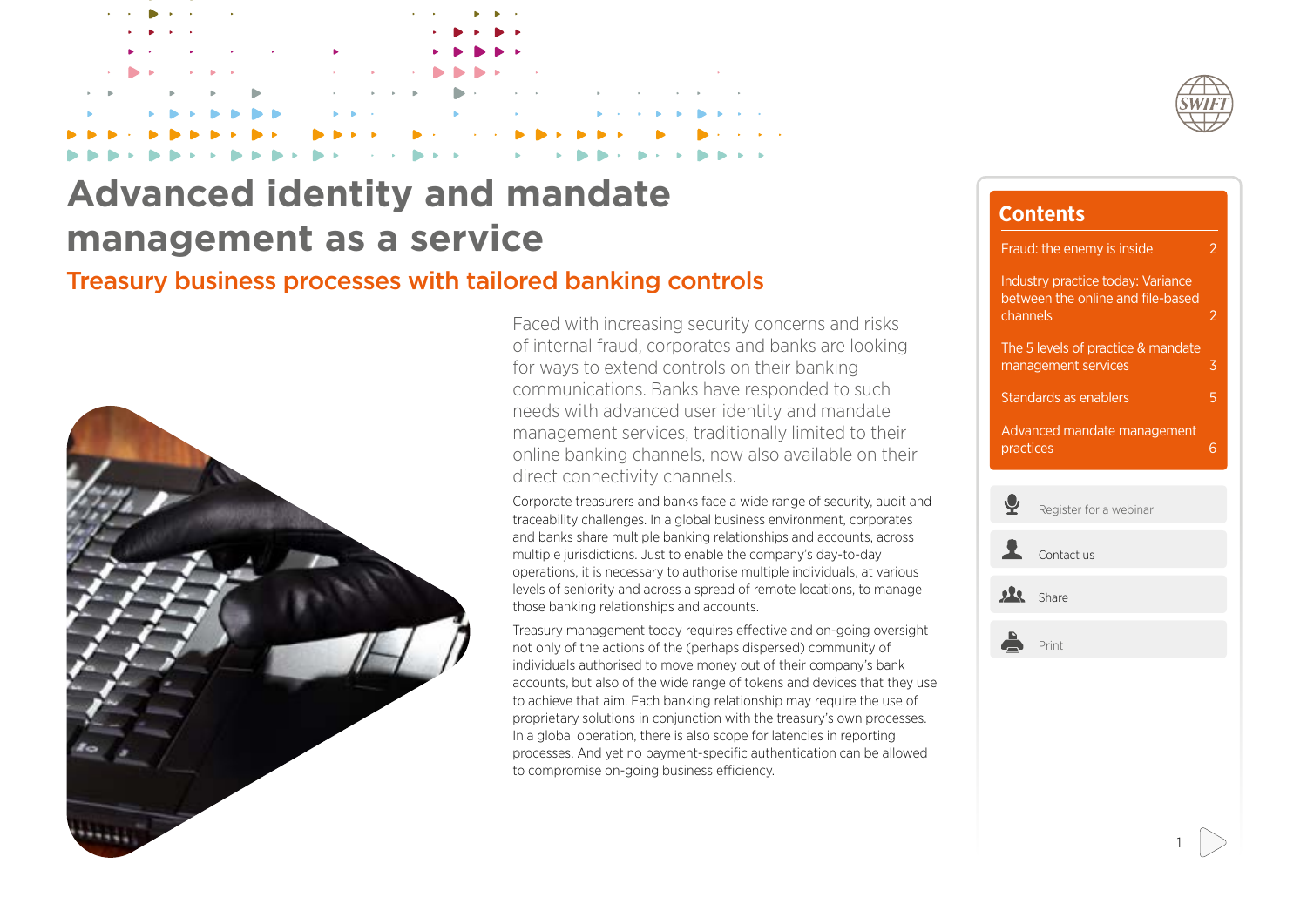# Advanced identity and mandate management as a service

## Treasury business processes with tailored banking controls

Faced with increasing security concerns and risks of internal fraud, corporates and banks are looking for ways to extend controls on their banking communications. Banks have responded to such needs with advanced user identity and mandate management services, traditionally limited to their online banking channels, now also available on their direct connectivity channels.

Corporate treasurers and banks face a wide range of security, audit and traceability challenges. In a global business environment, corporates and banks share multiple banking relationships and accounts, across multiple jurisdictions. Just to enable the company's day-to-day operations, it is necessary to authorise multiple individuals, at various levels of seniority and across a spread of remote locations, to manage those banking relationships and accounts.

Treasury management today requires effective and on-going oversight not only of the actions of the (perhaps dispersed) community of individuals authorised to move money out of their company's bank accounts, but also of the wide range of tokens and devices that they use to achieve that aim. Each banking relationship may require the use of proprietary solutions in conjunction with the treasury's own processes. In a global operation, there is also scope for latencies in reporting processes. And yet no payment-specific authentication can be allowed to compromise on-going business efficiency.

## Contents

- Fraud: the enemy is inside — 2
- Industry practice today: Variance between the online and file-based channels — 2
- The 5 levels of practice & mandate management services — 3
- Standards as enablers — 5
- Advanced mandate management practices — 6

Register for a webinar

Contact us

Share

Print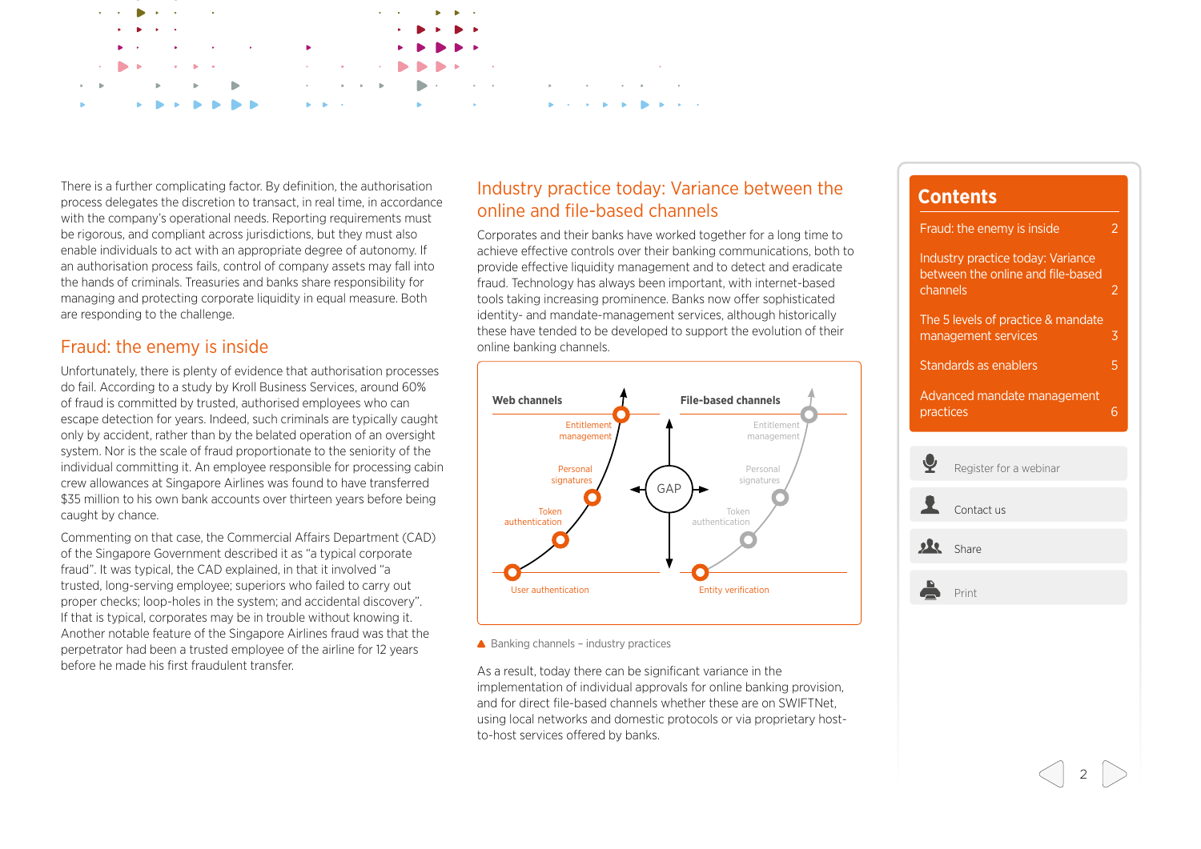There is a further complicating factor. By definition, the authorisation process delegates the discretion to transact, in real time, in accordance with the company's operational needs. Reporting requirements must be rigorous, and compliant across jurisdictions, but they must also enable individuals to act with an appropriate degree of autonomy. If an authorisation process fails, control of company assets may fall into the hands of criminals. Treasuries and banks share responsibility for managing and protecting corporate liquidity in equal measure. Both are responding to the challenge.

## Fraud: the enemy is inside

Unfortunately, there is plenty of evidence that authorisation processes do fail. According to a study by Kroll Business Services, around 60% of fraud is committed by trusted, authorised employees who can escape detection for years. Indeed, such criminals are typically caught only by accident, rather than by the belated operation of an oversight system. Nor is the scale of fraud proportionate to the seniority of the individual committing it. An employee responsible for processing cabin crew allowances at Singapore Airlines was found to have transferred $35 million to his own bank accounts over thirteen years before being caught by chance.

Commenting on that case, the Commercial Affairs Department (CAD) of the Singapore Government described it as "a typical corporate fraud". It was typical, the CAD explained, in that it involved "a trusted, long-serving employee; superiors who failed to carry out proper checks; loop-holes in the system; and accidental discovery". If that is typical, corporates may be in trouble without knowing it. Another notable feature of the Singapore Airlines fraud was that the perpetrator had been a trusted employee of the airline for 12 years before he made his first fraudulent transfer.

## Industry practice today: Variance between the online and file-based channels

Corporates and their banks have worked together for a long time to achieve effective controls over their banking communications, both to provide effective liquidity management and to detect and eradicate fraud. Technology has always been important, with internet-based tools taking increasing prominence. Banks now offer sophisticated identity- and mandate-management services, although historically these have tended to be developed to support the evolution of their online banking channels.

**Web channels**: User authentication → Token authentication → Personal signatures → Entitlement management

GAP

**File-based channels**: Entity verification → Token authentication → Personal signatures → Entitlement management

▲ Banking channels – industry practices

As a result, today there can be significant variance in the implementation of individual approvals for online banking provision, and for direct file-based channels whether these are on SWIFTNet, using local networks and domestic protocols or via proprietary host-to-host services offered by banks.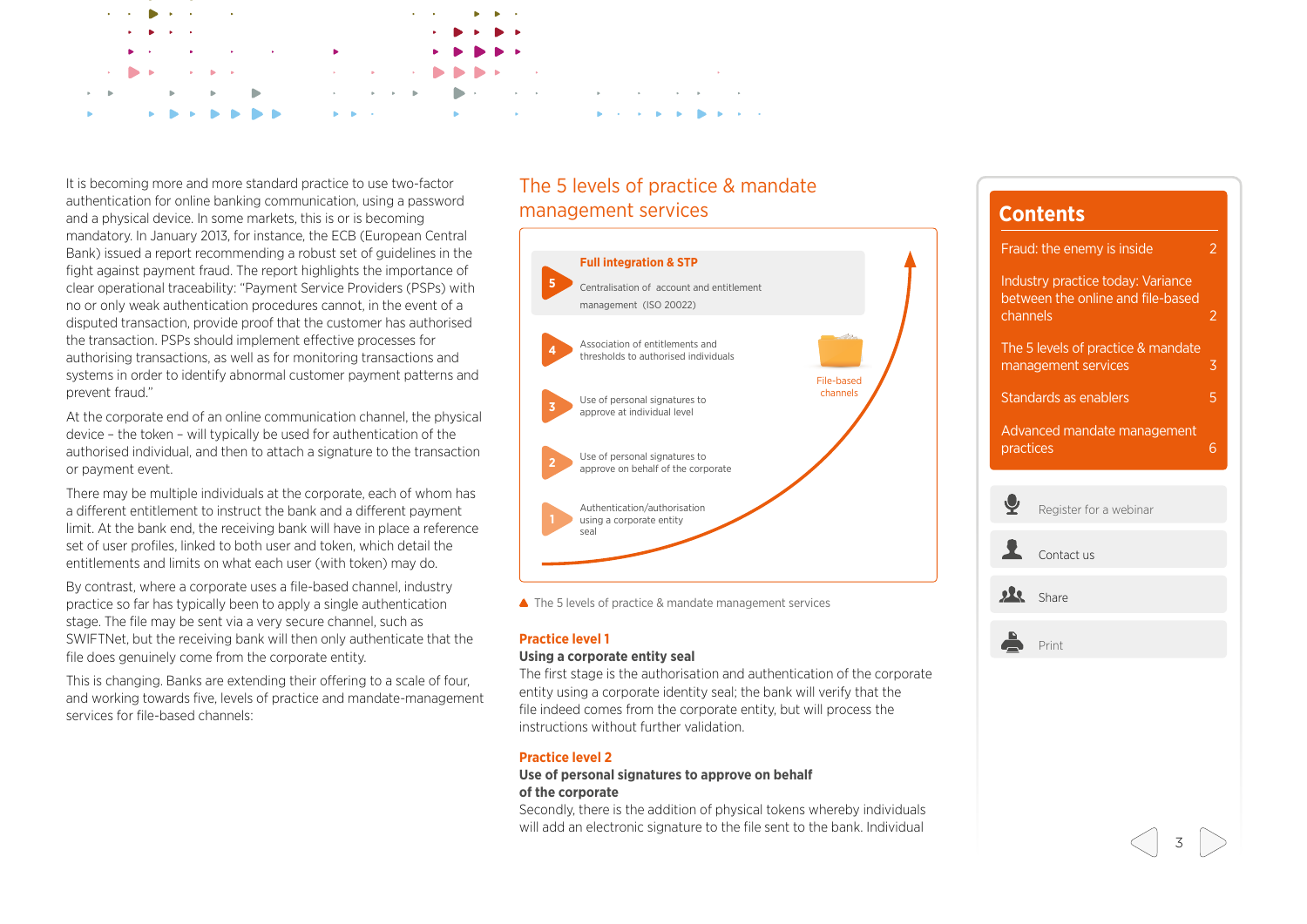It is becoming more and more standard practice to use two-factor authentication for online banking communication, using a password and a physical device. In some markets, this is or is becoming mandatory. In January 2013, for instance, the ECB (European Central Bank) issued a report recommending a robust set of guidelines in the fight against payment fraud. The report highlights the importance of clear operational traceability: "Payment Service Providers (PSPs) with no or only weak authentication procedures cannot, in the event of a disputed transaction, provide proof that the customer has authorised the transaction. PSPs should implement effective processes for authorising transactions, as well as for monitoring transactions and systems in order to identify abnormal customer payment patterns and prevent fraud."

At the corporate end of an online communication channel, the physical device – the token – will typically be used for authentication of the authorised individual, and then to attach a signature to the transaction or payment event.

There may be multiple individuals at the corporate, each of whom has a different entitlement to instruct the bank and a different payment limit. At the bank end, the receiving bank will have in place a reference set of user profiles, linked to both user and token, which detail the entitlements and limits on what each user (with token) may do.

By contrast, where a corporate uses a file-based channel, industry practice so far has typically been to apply a single authentication stage. The file may be sent via a very secure channel, such as SWIFTNet, but the receiving bank will then only authenticate that the file does genuinely come from the corporate entity.

This is changing. Banks are extending their offering to a scale of four, and working towards five, levels of practice and mandate-management services for file-based channels:

## The 5 levels of practice & mandate management services

5 – **Full integration & STP** – Centralisation of account and entitlement management (ISO 20022)

4 – Association of entitlements and thresholds to authorised individuals

3 – Use of personal signatures to approve at individual level

2 – Use of personal signatures to approve on behalf of the corporate

1 – Authentication/authorisation using a corporate entity seal

File-based channels

▲ The 5 levels of practice & mandate management services

### Practice level 1

**Using a corporate entity seal**

The first stage is the authorisation and authentication of the corporate entity using a corporate identity seal; the bank will verify that the file indeed comes from the corporate entity, but will process the instructions without further validation.

### Practice level 2

**Use of personal signatures to approve on behalf of the corporate**

Secondly, there is the addition of physical tokens whereby individuals will add an electronic signature to the file sent to the bank. Individual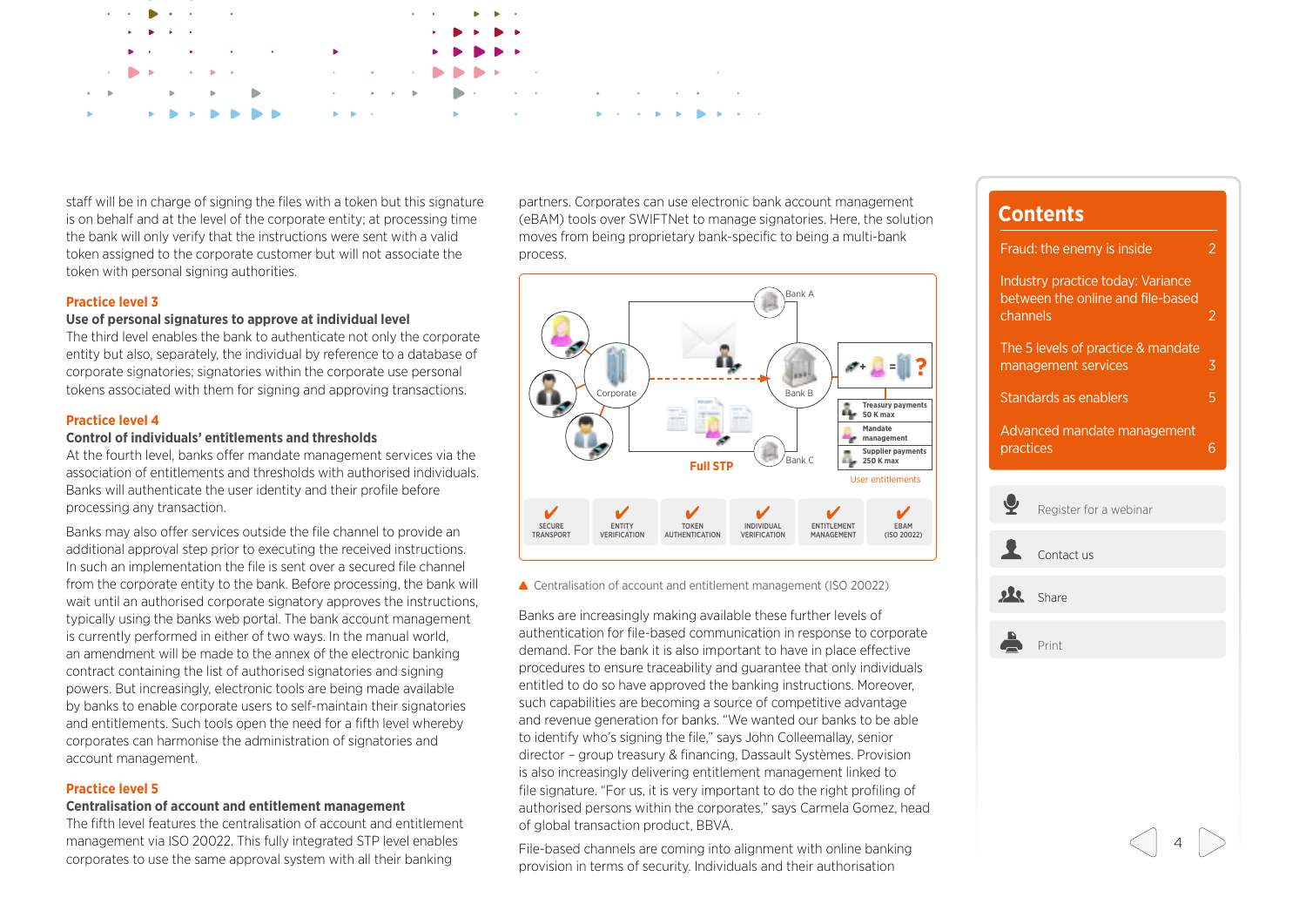staff will be in charge of signing the files with a token but this signature is on behalf and at the level of the corporate entity; at processing time the bank will only verify that the instructions were sent with a valid token assigned to the corporate customer but will not associate the token with personal signing authorities.

### Practice level 3

**Use of personal signatures to approve at individual level**

The third level enables the bank to authenticate not only the corporate entity but also, separately, the individual by reference to a database of corporate signatories; signatories within the corporate use personal tokens associated with them for signing and approving transactions.

### Practice level 4

**Control of individuals' entitlements and thresholds**

At the fourth level, banks offer mandate management services via the association of entitlements and thresholds with authorised individuals. Banks will authenticate the user identity and their profile before processing any transaction.

Banks may also offer services outside the file channel to provide an additional approval step prior to executing the received instructions. In such an implementation the file is sent over a secured file channel from the corporate entity to the bank. Before processing, the bank will wait until an authorised corporate signatory approves the instructions, typically using the banks web portal. The bank account management is currently performed in either of two ways. In the manual world, an amendment will be made to the annex of the electronic banking contract containing the list of authorised signatories and signing powers. But increasingly, electronic tools are being made available by banks to enable corporate users to self-maintain their signatories and entitlements. Such tools open the need for a fifth level whereby corporates can harmonise the administration of signatories and account management.

### Practice level 5

**Centralisation of account and entitlement management**

The fifth level features the centralisation of account and entitlement management via ISO 20022. This fully integrated STP level enables corporates to use the same approval system with all their banking partners. Corporates can use electronic bank account management (eBAM) tools over SWIFTNet to manage signatories. Here, the solution moves from being proprietary bank-specific to being a multi-bank process.

Centralisation of account and entitlement management (ISO 20022)

Banks are increasingly making available these further levels of authentication for file-based communication in response to corporate demand. For the bank it is also important to have in place effective procedures to ensure traceability and guarantee that only individuals entitled to do so have approved the banking instructions. Moreover, such capabilities are becoming a source of competitive advantage and revenue generation for banks. "We wanted our banks to be able to identify who's signing the file," says John Colleemallay, senior director – group treasury & financing, Dassault Systèmes. Provision is also increasingly delivering entitlement management linked to file signature. "For us, it is very important to do the right profiling of authorised persons within the corporates," says Carmela Gomez, head of global transaction product, BBVA.

File-based channels are coming into alignment with online banking provision in terms of security. Individuals and their authorisation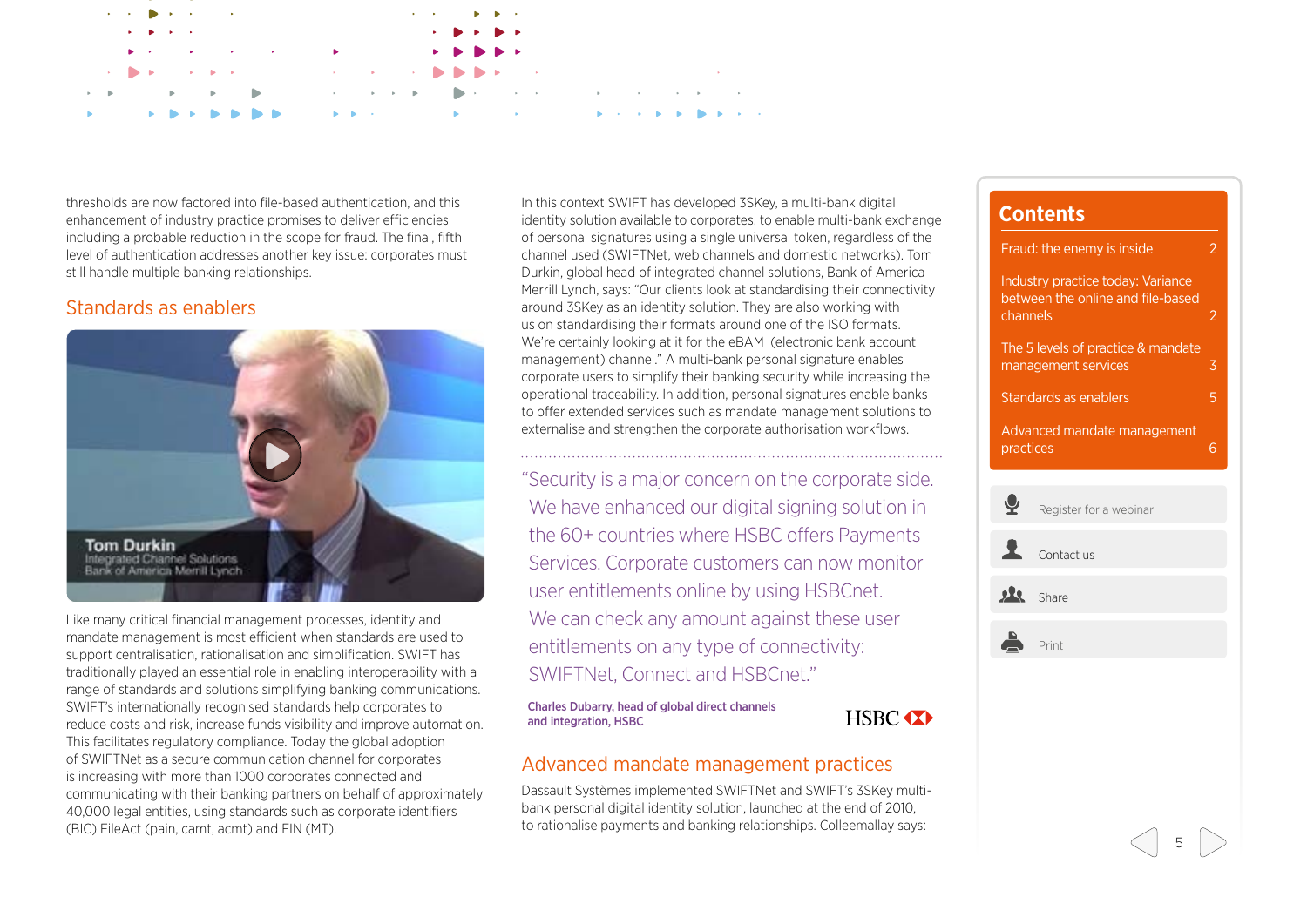thresholds are now factored into file-based authentication, and this enhancement of industry practice promises to deliver efficiencies including a probable reduction in the scope for fraud. The final, fifth level of authentication addresses another key issue: corporates must still handle multiple banking relationships.

## Standards as enablers

Like many critical financial management processes, identity and mandate management is most efficient when standards are used to support centralisation, rationalisation and simplification. SWIFT has traditionally played an essential role in enabling interoperability with a range of standards and solutions simplifying banking communications. SWIFT's internationally recognised standards help corporates to reduce costs and risk, increase funds visibility and improve automation. This facilitates regulatory compliance. Today the global adoption of SWIFTNet as a secure communication channel for corporates is increasing with more than 1000 corporates connected and communicating with their banking partners on behalf of approximately 40,000 legal entities, using standards such as corporate identifiers (BIC) FileAct (pain, camt, acmt) and FIN (MT).

In this context SWIFT has developed 3SKey, a multi-bank digital identity solution available to corporates, to enable multi-bank exchange of personal signatures using a single universal token, regardless of the channel used (SWIFTNet, web channels and domestic networks). Tom Durkin, global head of integrated channel solutions, Bank of America Merrill Lynch, says: "Our clients look at standardising their connectivity around 3SKey as an identity solution. They are also working with us on standardising their formats around one of the ISO formats. We're certainly looking at it for the eBAM (electronic bank account management) channel." A multi-bank personal signature enables corporate users to simplify their banking security while increasing the operational traceability. In addition, personal signatures enable banks to offer extended services such as mandate management solutions to externalise and strengthen the corporate authorisation workflows.

> "Security is a major concern on the corporate side. We have enhanced our digital signing solution in the 60+ countries where HSBC offers Payments Services. Corporate customers can now monitor user entitlements online by using HSBCnet. We can check any amount against these user entitlements on any type of connectivity: SWIFTNet, Connect and HSBCnet."
>
> **Charles Dubarry, head of global direct channels and integration, HSBC**

## Advanced mandate management practices

Dassault Systèmes implemented SWIFTNet and SWIFT's 3SKey multi-bank personal digital identity solution, launched at the end of 2010, to rationalise payments and banking relationships. Colleemallay says: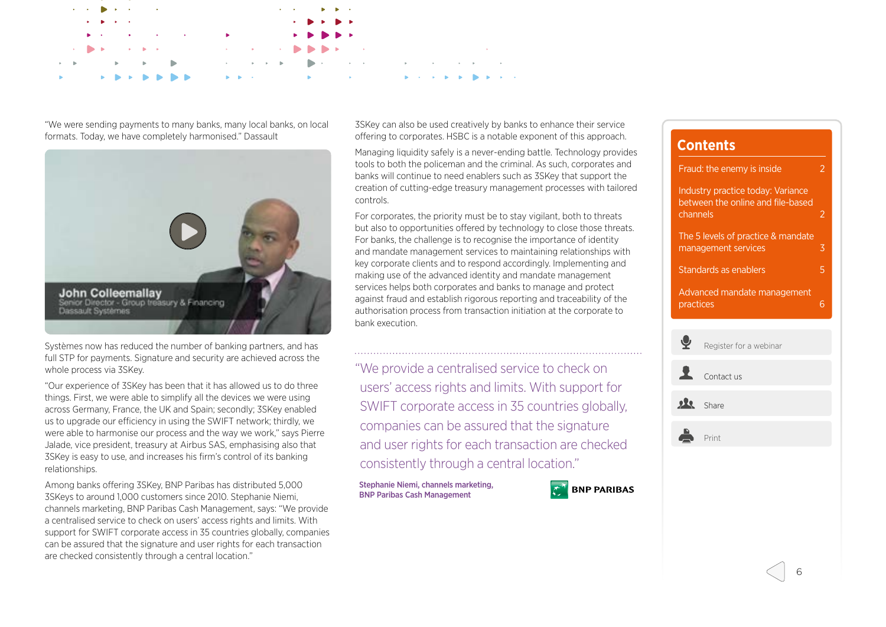"We were sending payments to many banks, many local banks, on local formats. Today, we have completely harmonised." Dassault

John Colleemallay
Senior Director - Group treasury & Financing
Dassault Systèmes

Systèmes now has reduced the number of banking partners, and has full STP for payments. Signature and security are achieved across the whole process via 3SKey.

"Our experience of 3SKey has been that it has allowed us to do three things. First, we were able to simplify all the devices we were using across Germany, France, the UK and Spain; secondly; 3SKey enabled us to upgrade our efficiency in using the SWIFT network; thirdly, we were able to harmonise our process and the way we work," says Pierre Jalade, vice president, treasury at Airbus SAS, emphasising also that 3SKey is easy to use, and increases his firm's control of its banking relationships.

Among banks offering 3SKey, BNP Paribas has distributed 5,000 3SKeys to around 1,000 customers since 2010. Stephanie Niemi, channels marketing, BNP Paribas Cash Management, says: "We provide a centralised service to check on users' access rights and limits. With support for SWIFT corporate access in 35 countries globally, companies can be assured that the signature and user rights for each transaction are checked consistently through a central location."

3SKey can also be used creatively by banks to enhance their service offering to corporates. HSBC is a notable exponent of this approach.

Managing liquidity safely is a never-ending battle. Technology provides tools to both the policeman and the criminal. As such, corporates and banks will continue to need enablers such as 3SKey that support the creation of cutting-edge treasury management processes with tailored controls.

For corporates, the priority must be to stay vigilant, both to threats but also to opportunities offered by technology to close those threats. For banks, the challenge is to recognise the importance of identity and mandate management services to maintaining relationships with key corporate clients and to respond accordingly. Implementing and making use of the advanced identity and mandate management services helps both corporates and banks to manage and protect against fraud and establish rigorous reporting and traceability of the authorisation process from transaction initiation at the corporate to bank execution.

> "We provide a centralised service to check on users' access rights and limits. With support for SWIFT corporate access in 35 countries globally, companies can be assured that the signature and user rights for each transaction are checked consistently through a central location."

**Stephanie Niemi, channels marketing, BNP Paribas Cash Management**

BNP PARIBAS

## Contents

- Fraud: the enemy is inside — 2
- Industry practice today: Variance between the online and file-based channels — 2
- The 5 levels of practice & mandate management services — 3
- Standards as enablers — 5
- Advanced mandate management practices — 6

Register for a webinar

Contact us

Share

Print